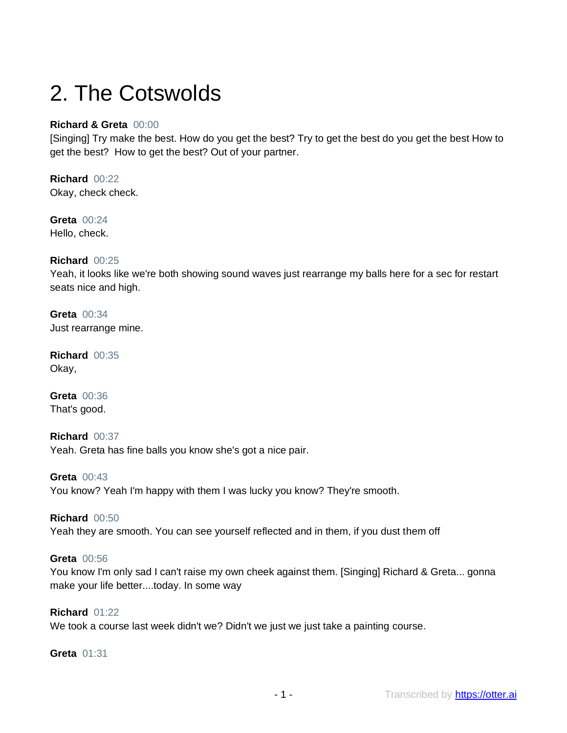# 2. The Cotswolds

**Richard & Greta** 00:00
[Singing] Try make the best. How do you get the best? Try to get the best do you get the best How to get the best?  How to get the best? Out of your partner.

**Richard** 00:22
Okay, check check.

**Greta** 00:24
Hello, check.

**Richard** 00:25
Yeah, it looks like we're both showing sound waves just rearrange my balls here for a sec for restart seats nice and high.

**Greta** 00:34
Just rearrange mine.

**Richard** 00:35
Okay,

**Greta** 00:36
That's good.

**Richard** 00:37
Yeah. Greta has fine balls you know she's got a nice pair.

**Greta** 00:43
You know? Yeah I'm happy with them I was lucky you know? They're smooth.

**Richard** 00:50
Yeah they are smooth. You can see yourself reflected and in them, if you dust them off

**Greta** 00:56
You know I'm only sad I can't raise my own cheek against them. [Singing] Richard & Greta... gonna make your life better....today. In some way

**Richard** 01:22
We took a course last week didn't we? Didn't we just we just take a painting course.

**Greta** 01:31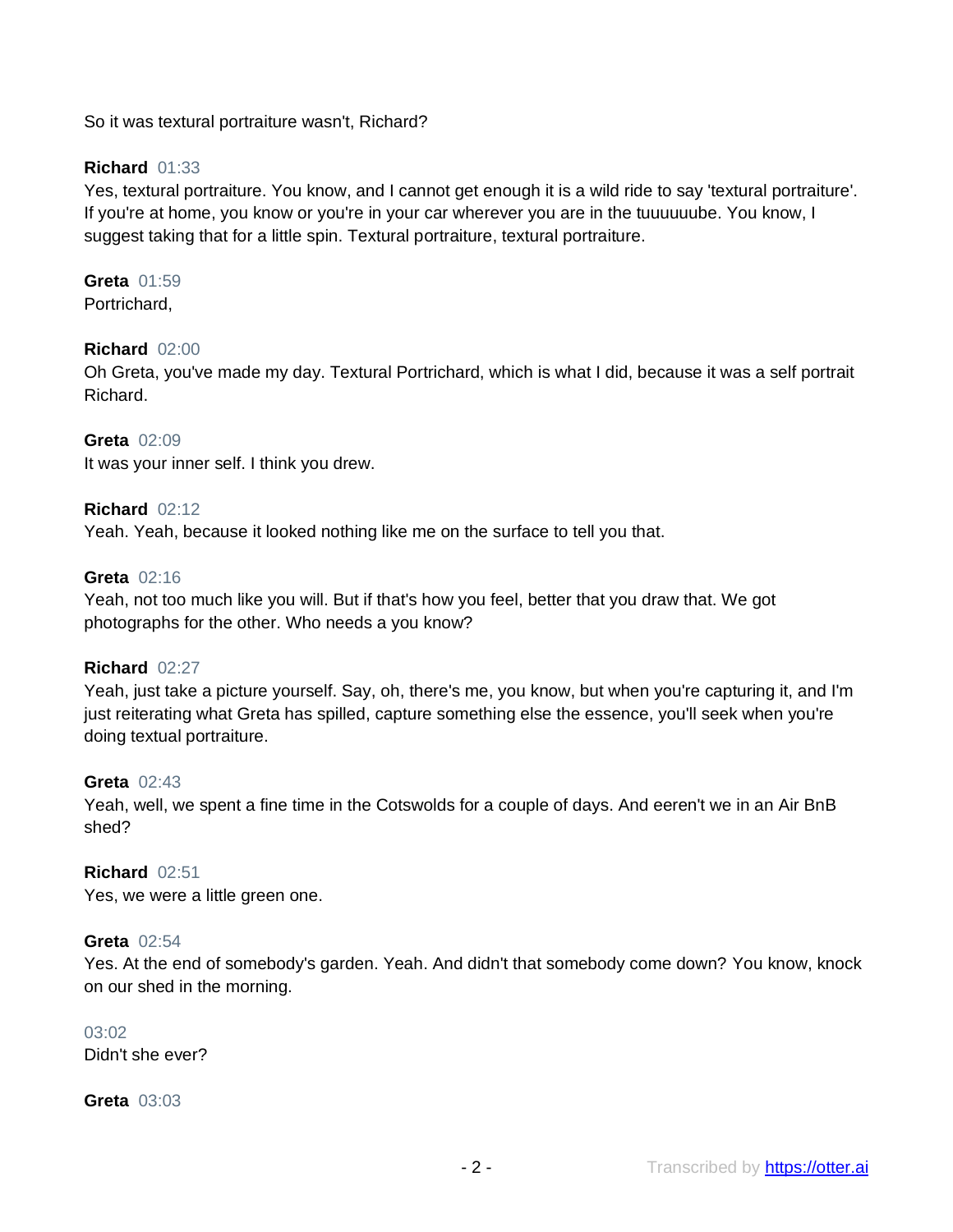So it was textural portraiture wasn't, Richard?

**Richard** 01:33
Yes, textural portraiture. You know, and I cannot get enough it is a wild ride to say 'textural portraiture'. If you're at home, you know or you're in your car wherever you are in the tuuuuuube. You know, I suggest taking that for a little spin. Textural portraiture, textural portraiture.

**Greta** 01:59
Portrichard,

**Richard** 02:00
Oh Greta, you've made my day. Textural Portrichard, which is what I did, because it was a self portrait Richard.

**Greta** 02:09
It was your inner self. I think you drew.

**Richard** 02:12
Yeah. Yeah, because it looked nothing like me on the surface to tell you that.

**Greta** 02:16
Yeah, not too much like you will. But if that's how you feel, better that you draw that. We got photographs for the other. Who needs a you know?

**Richard** 02:27
Yeah, just take a picture yourself. Say, oh, there's me, you know, but when you're capturing it, and I'm just reiterating what Greta has spilled, capture something else the essence, you'll seek when you're doing textual portraiture.

**Greta** 02:43
Yeah, well, we spent a fine time in the Cotswolds for a couple of days. And eeren't we in an Air BnB shed?

**Richard** 02:51
Yes, we were a little green one.

**Greta** 02:54
Yes. At the end of somebody's garden. Yeah. And didn't that somebody come down? You know, knock on our shed in the morning.

03:02
Didn't she ever?

**Greta** 03:03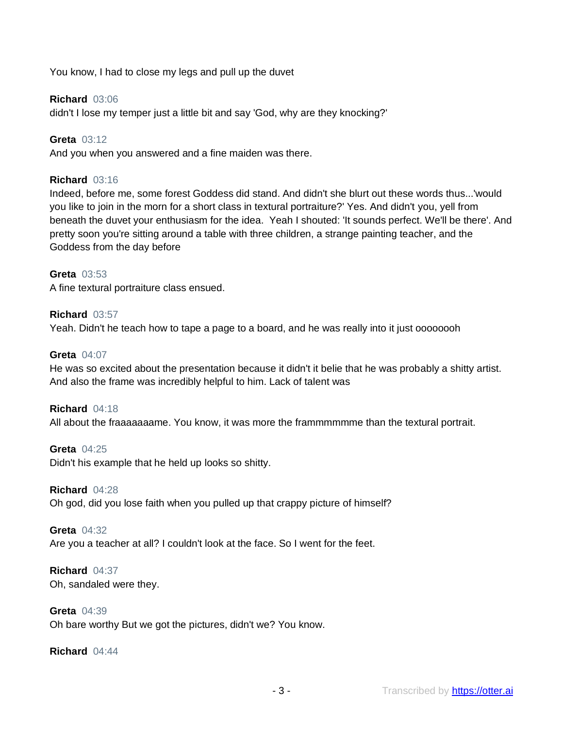You know, I had to close my legs and pull up the duvet

**Richard** 03:06
didn't I lose my temper just a little bit and say 'God, why are they knocking?'

**Greta** 03:12
And you when you answered and a fine maiden was there.

**Richard** 03:16
Indeed, before me, some forest Goddess did stand. And didn't she blurt out these words thus...'would you like to join in the morn for a short class in textural portraiture?' Yes. And didn't you, yell from beneath the duvet your enthusiasm for the idea. Yeah I shouted: 'It sounds perfect. We'll be there'. And pretty soon you're sitting around a table with three children, a strange painting teacher, and the Goddess from the day before

**Greta** 03:53
A fine textural portraiture class ensued.

**Richard** 03:57
Yeah. Didn't he teach how to tape a page to a board, and he was really into it just oooooooh

**Greta** 04:07
He was so excited about the presentation because it didn't it belie that he was probably a shitty artist. And also the frame was incredibly helpful to him. Lack of talent was

**Richard** 04:18
All about the fraaaaaaame. You know, it was more the frammmmmme than the textural portrait.

**Greta** 04:25
Didn't his example that he held up looks so shitty.

**Richard** 04:28
Oh god, did you lose faith when you pulled up that crappy picture of himself?

**Greta** 04:32
Are you a teacher at all? I couldn't look at the face. So I went for the feet.

**Richard** 04:37
Oh, sandaled were they.

**Greta** 04:39
Oh bare worthy But we got the pictures, didn't we? You know.

**Richard** 04:44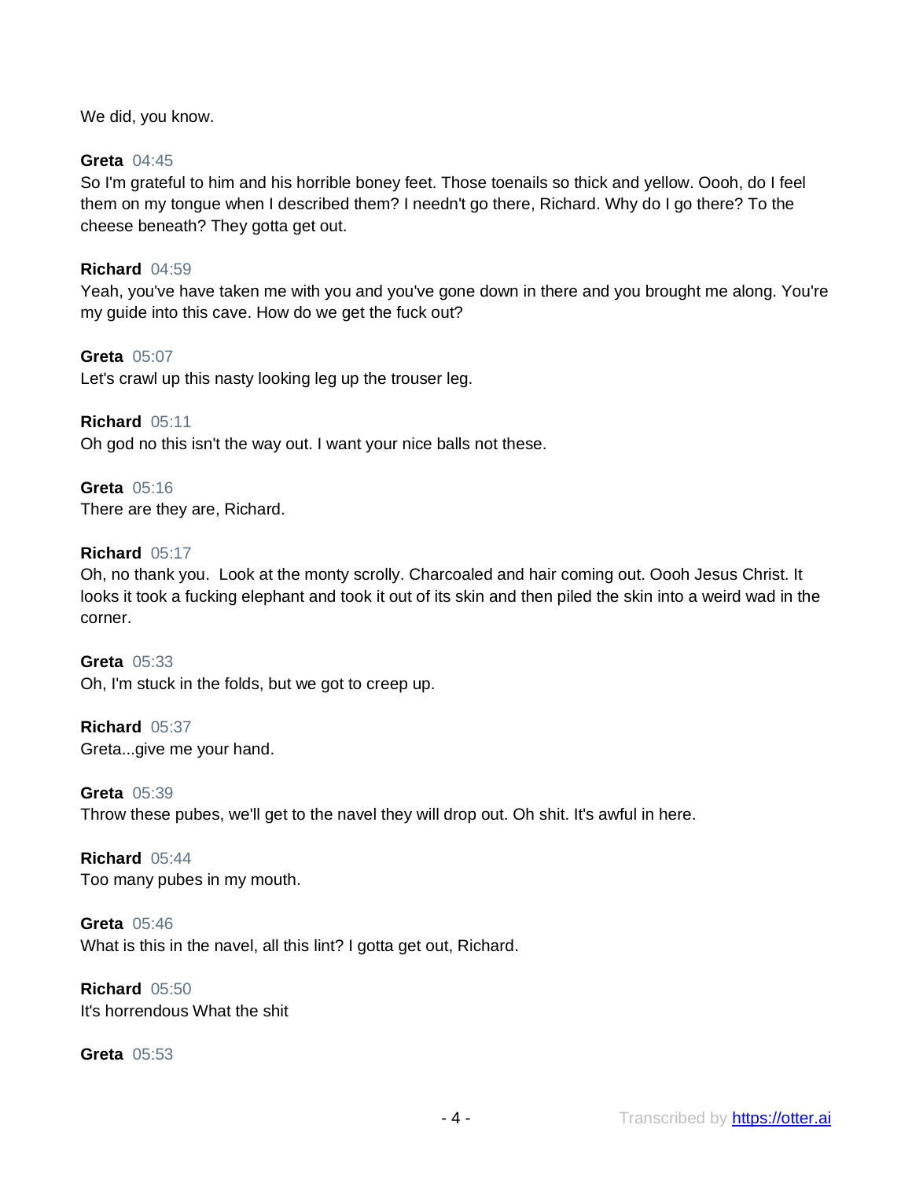We did, you know.

**Greta** 04:45
So I'm grateful to him and his horrible boney feet. Those toenails so thick and yellow. Oooh, do I feel them on my tongue when I described them? I needn't go there, Richard. Why do I go there? To the cheese beneath? They gotta get out.

**Richard** 04:59
Yeah, you've have taken me with you and you've gone down in there and you brought me along. You're my guide into this cave. How do we get the fuck out?

**Greta** 05:07
Let's crawl up this nasty looking leg up the trouser leg.

**Richard** 05:11
Oh god no this isn't the way out. I want your nice balls not these.

**Greta** 05:16
There are they are, Richard.

**Richard** 05:17
Oh, no thank you. Look at the monty scrolly. Charcoaled and hair coming out. Oooh Jesus Christ. It looks it took a fucking elephant and took it out of its skin and then piled the skin into a weird wad in the corner.

**Greta** 05:33
Oh, I'm stuck in the folds, but we got to creep up.

**Richard** 05:37
Greta...give me your hand.

**Greta** 05:39
Throw these pubes, we'll get to the navel they will drop out. Oh shit. It's awful in here.

**Richard** 05:44
Too many pubes in my mouth.

**Greta** 05:46
What is this in the navel, all this lint? I gotta get out, Richard.

**Richard** 05:50
It's horrendous What the shit

**Greta** 05:53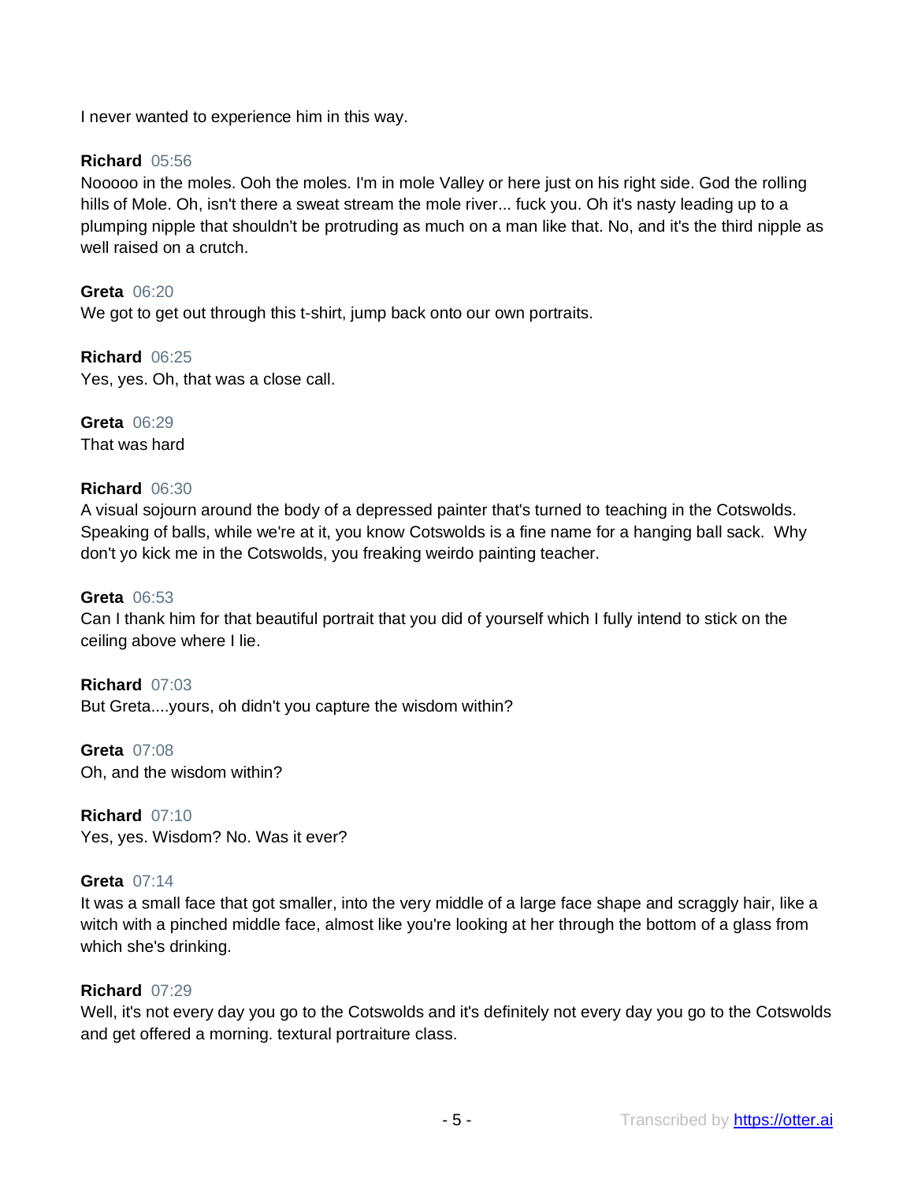I never wanted to experience him in this way.

**Richard** 05:56
Nooooo in the moles. Ooh the moles. I'm in mole Valley or here just on his right side. God the rolling hills of Mole. Oh, isn't there a sweat stream the mole river... fuck you. Oh it's nasty leading up to a plumping nipple that shouldn't be protruding as much on a man like that. No, and it's the third nipple as well raised on a crutch.

**Greta** 06:20
We got to get out through this t-shirt, jump back onto our own portraits.

**Richard** 06:25
Yes, yes. Oh, that was a close call.

**Greta** 06:29
That was hard

**Richard** 06:30
A visual sojourn around the body of a depressed painter that's turned to teaching in the Cotswolds. Speaking of balls, while we're at it, you know Cotswolds is a fine name for a hanging ball sack. Why don't yo kick me in the Cotswolds, you freaking weirdo painting teacher.

**Greta** 06:53
Can I thank him for that beautiful portrait that you did of yourself which I fully intend to stick on the ceiling above where I lie.

**Richard** 07:03
But Greta....yours, oh didn't you capture the wisdom within?

**Greta** 07:08
Oh, and the wisdom within?

**Richard** 07:10
Yes, yes. Wisdom? No. Was it ever?

**Greta** 07:14
It was a small face that got smaller, into the very middle of a large face shape and scraggly hair, like a witch with a pinched middle face, almost like you're looking at her through the bottom of a glass from which she's drinking.

**Richard** 07:29
Well, it's not every day you go to the Cotswolds and it's definitely not every day you go to the Cotswolds and get offered a morning. textural portraiture class.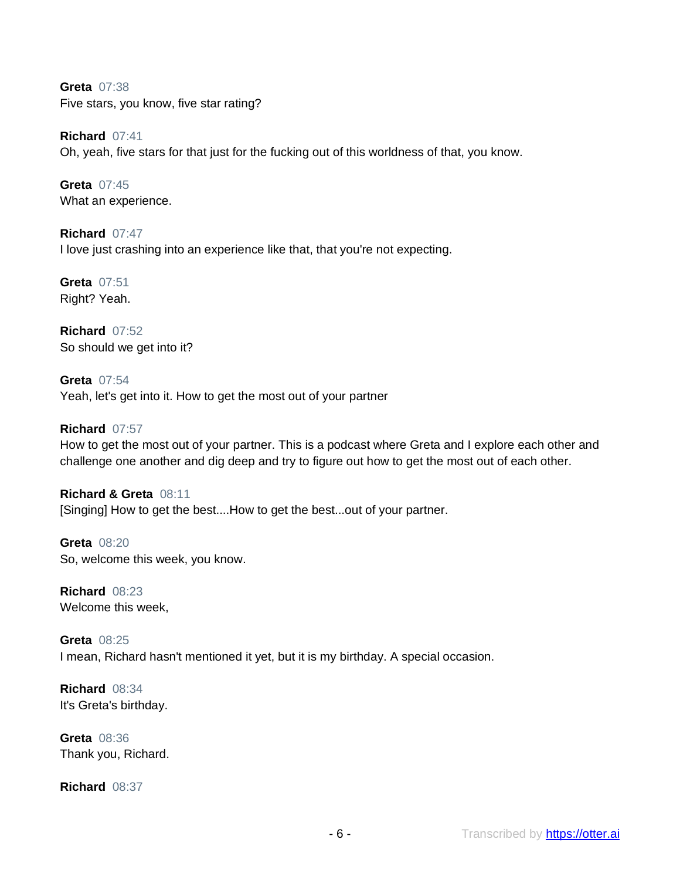**Greta** 07:38
Five stars, you know, five star rating?

**Richard** 07:41
Oh, yeah, five stars for that just for the fucking out of this worldness of that, you know.

**Greta** 07:45
What an experience.

**Richard** 07:47
I love just crashing into an experience like that, that you're not expecting.

**Greta** 07:51
Right? Yeah.

**Richard** 07:52
So should we get into it?

**Greta** 07:54
Yeah, let's get into it. How to get the most out of your partner

**Richard** 07:57
How to get the most out of your partner. This is a podcast where Greta and I explore each other and challenge one another and dig deep and try to figure out how to get the most out of each other.

**Richard & Greta** 08:11
[Singing] How to get the best....How to get the best...out of your partner.

**Greta** 08:20
So, welcome this week, you know.

**Richard** 08:23
Welcome this week,

**Greta** 08:25
I mean, Richard hasn't mentioned it yet, but it is my birthday. A special occasion.

**Richard** 08:34
It's Greta's birthday.

**Greta** 08:36
Thank you, Richard.

**Richard** 08:37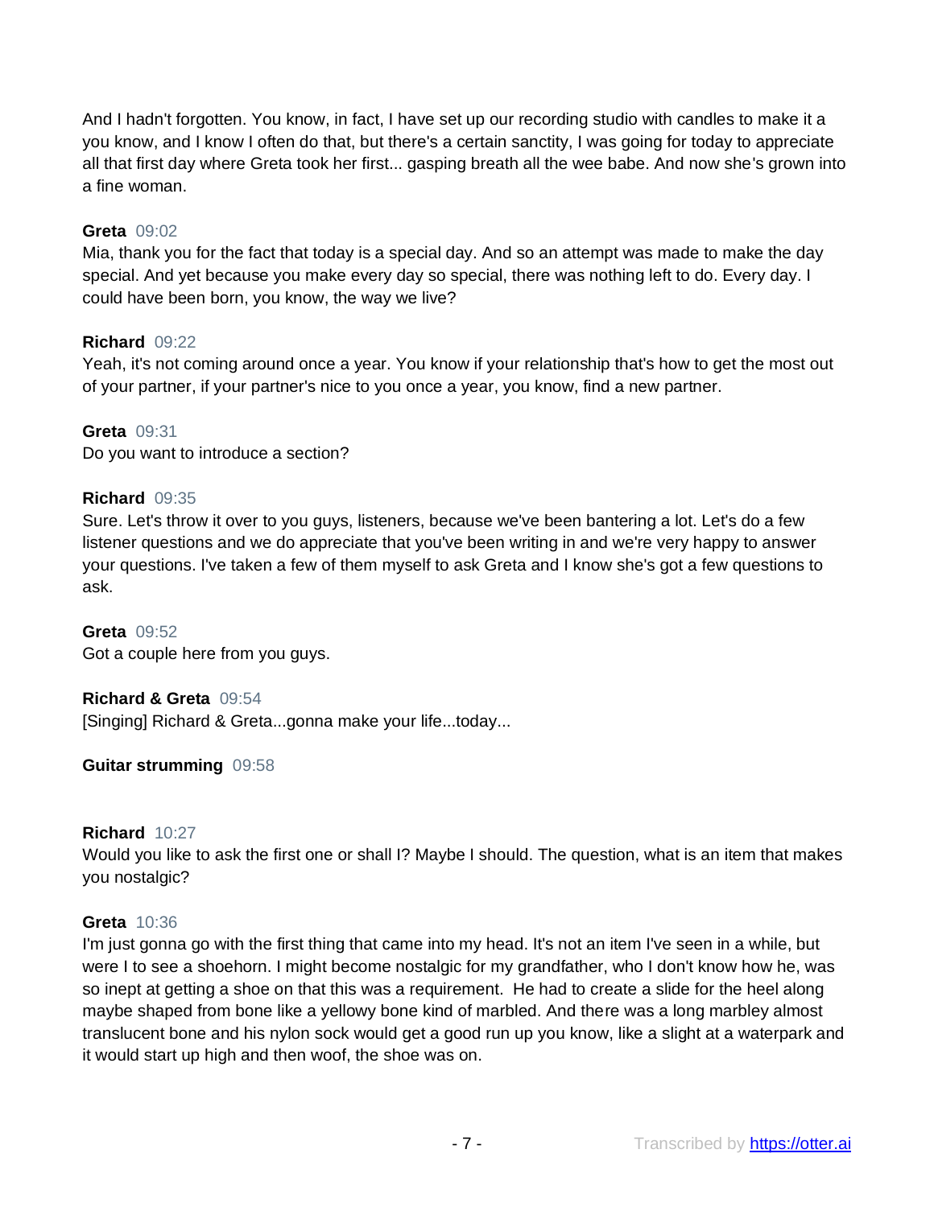And I hadn't forgotten. You know, in fact, I have set up our recording studio with candles to make it a you know, and I know I often do that, but there's a certain sanctity, I was going for today to appreciate all that first day where Greta took her first... gasping breath all the wee babe. And now she's grown into a fine woman.

**Greta** 09:02
Mia, thank you for the fact that today is a special day. And so an attempt was made to make the day special. And yet because you make every day so special, there was nothing left to do. Every day. I could have been born, you know, the way we live?

**Richard** 09:22
Yeah, it's not coming around once a year. You know if your relationship that's how to get the most out of your partner, if your partner's nice to you once a year, you know, find a new partner.

**Greta** 09:31
Do you want to introduce a section?

**Richard** 09:35
Sure. Let's throw it over to you guys, listeners, because we've been bantering a lot. Let's do a few listener questions and we do appreciate that you've been writing in and we're very happy to answer your questions. I've taken a few of them myself to ask Greta and I know she's got a few questions to ask.

**Greta** 09:52
Got a couple here from you guys.

**Richard & Greta** 09:54
[Singing] Richard & Greta...gonna make your life...today...

**Guitar strumming** 09:58

**Richard** 10:27
Would you like to ask the first one or shall I? Maybe I should. The question, what is an item that makes you nostalgic?

**Greta** 10:36
I'm just gonna go with the first thing that came into my head. It's not an item I've seen in a while, but were I to see a shoehorn. I might become nostalgic for my grandfather, who I don't know how he, was so inept at getting a shoe on that this was a requirement. He had to create a slide for the heel along maybe shaped from bone like a yellowy bone kind of marbled. And there was a long marbley almost translucent bone and his nylon sock would get a good run up you know, like a slight at a waterpark and it would start up high and then woof, the shoe was on.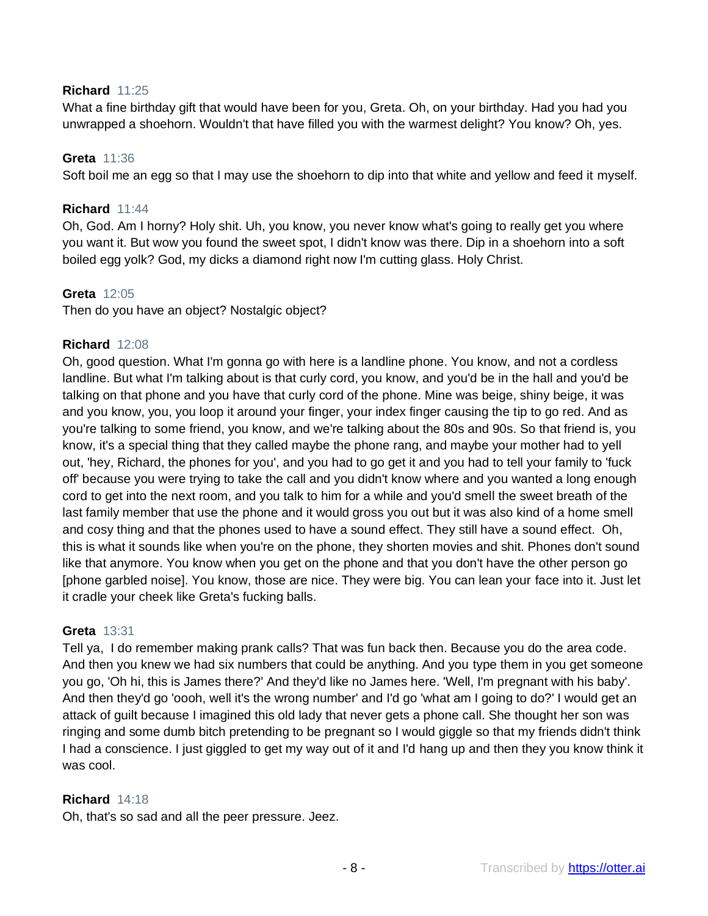**Richard** 11:25
What a fine birthday gift that would have been for you, Greta. Oh, on your birthday. Had you had you unwrapped a shoehorn. Wouldn't that have filled you with the warmest delight? You know? Oh, yes.

**Greta** 11:36
Soft boil me an egg so that I may use the shoehorn to dip into that white and yellow and feed it myself.

**Richard** 11:44
Oh, God. Am I horny? Holy shit. Uh, you know, you never know what's going to really get you where you want it. But wow you found the sweet spot, I didn't know was there. Dip in a shoehorn into a soft boiled egg yolk? God, my dicks a diamond right now I'm cutting glass. Holy Christ.

**Greta** 12:05
Then do you have an object? Nostalgic object?

**Richard** 12:08
Oh, good question. What I'm gonna go with here is a landline phone. You know, and not a cordless landline. But what I'm talking about is that curly cord, you know, and you'd be in the hall and you'd be talking on that phone and you have that curly cord of the phone. Mine was beige, shiny beige, it was and you know, you, you loop it around your finger, your index finger causing the tip to go red. And as you're talking to some friend, you know, and we're talking about the 80s and 90s. So that friend is, you know, it's a special thing that they called maybe the phone rang, and maybe your mother had to yell out, 'hey, Richard, the phones for you', and you had to go get it and you had to tell your family to 'fuck off' because you were trying to take the call and you didn't know where and you wanted a long enough cord to get into the next room, and you talk to him for a while and you'd smell the sweet breath of the last family member that use the phone and it would gross you out but it was also kind of a home smell and cosy thing and that the phones used to have a sound effect. They still have a sound effect. Oh, this is what it sounds like when you're on the phone, they shorten movies and shit. Phones don't sound like that anymore. You know when you get on the phone and that you don't have the other person go [phone garbled noise]. You know, those are nice. They were big. You can lean your face into it. Just let it cradle your cheek like Greta's fucking balls.

**Greta** 13:31
Tell ya, I do remember making prank calls? That was fun back then. Because you do the area code. And then you knew we had six numbers that could be anything. And you type them in you get someone you go, 'Oh hi, this is James there?' And they'd like no James here. 'Well, I'm pregnant with his baby'. And then they'd go 'oooh, well it's the wrong number' and I'd go 'what am I going to do?' I would get an attack of guilt because I imagined this old lady that never gets a phone call. She thought her son was ringing and some dumb bitch pretending to be pregnant so I would giggle so that my friends didn't think I had a conscience. I just giggled to get my way out of it and I'd hang up and then they you know think it was cool.

**Richard** 14:18
Oh, that's so sad and all the peer pressure. Jeez.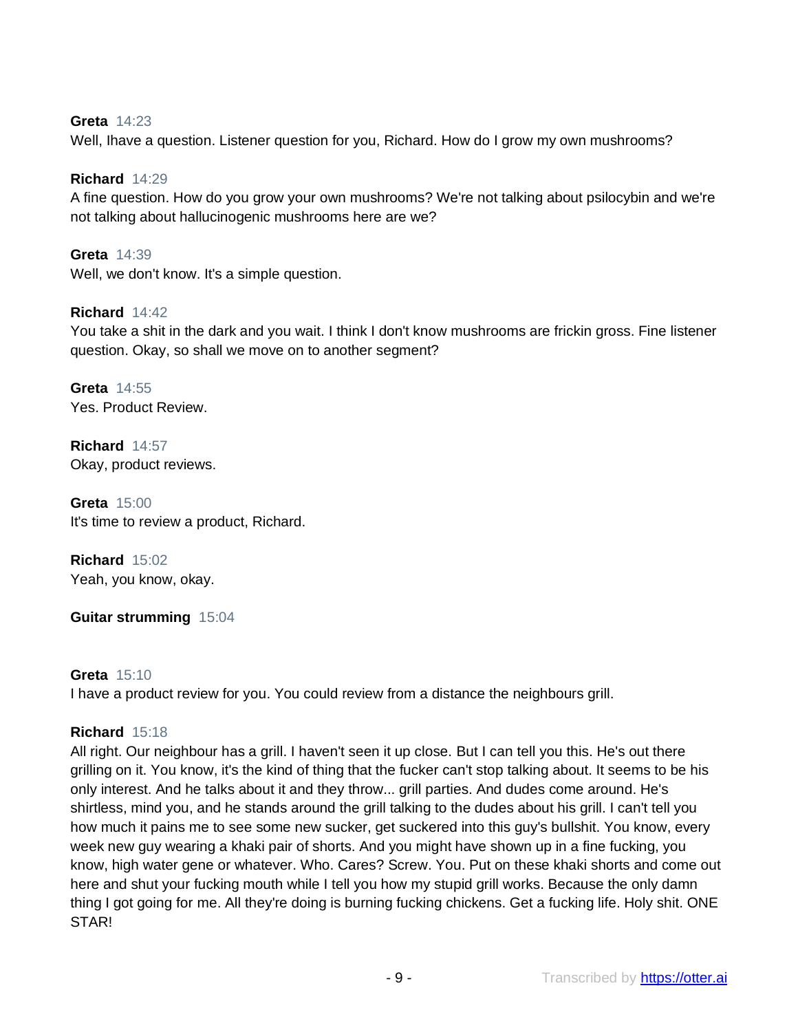**Greta** 14:23
Well, Ihave a question. Listener question for you, Richard. How do I grow my own mushrooms?

**Richard** 14:29
A fine question. How do you grow your own mushrooms? We're not talking about psilocybin and we're not talking about hallucinogenic mushrooms here are we?

**Greta** 14:39
Well, we don't know. It's a simple question.

**Richard** 14:42
You take a shit in the dark and you wait. I think I don't know mushrooms are frickin gross. Fine listener question. Okay, so shall we move on to another segment?

**Greta** 14:55
Yes. Product Review.

**Richard** 14:57
Okay, product reviews.

**Greta** 15:00
It's time to review a product, Richard.

**Richard** 15:02
Yeah, you know, okay.

**Guitar strumming** 15:04

**Greta** 15:10
I have a product review for you. You could review from a distance the neighbours grill.

**Richard** 15:18
All right. Our neighbour has a grill. I haven't seen it up close. But I can tell you this. He's out there grilling on it. You know, it's the kind of thing that the fucker can't stop talking about. It seems to be his only interest. And he talks about it and they throw... grill parties. And dudes come around. He's shirtless, mind you, and he stands around the grill talking to the dudes about his grill. I can't tell you how much it pains me to see some new sucker, get suckered into this guy's bullshit. You know, every week new guy wearing a khaki pair of shorts. And you might have shown up in a fine fucking, you know, high water gene or whatever. Who. Cares? Screw. You. Put on these khaki shorts and come out here and shut your fucking mouth while I tell you how my stupid grill works. Because the only damn thing I got going for me. All they're doing is burning fucking chickens. Get a fucking life. Holy shit. ONE STAR!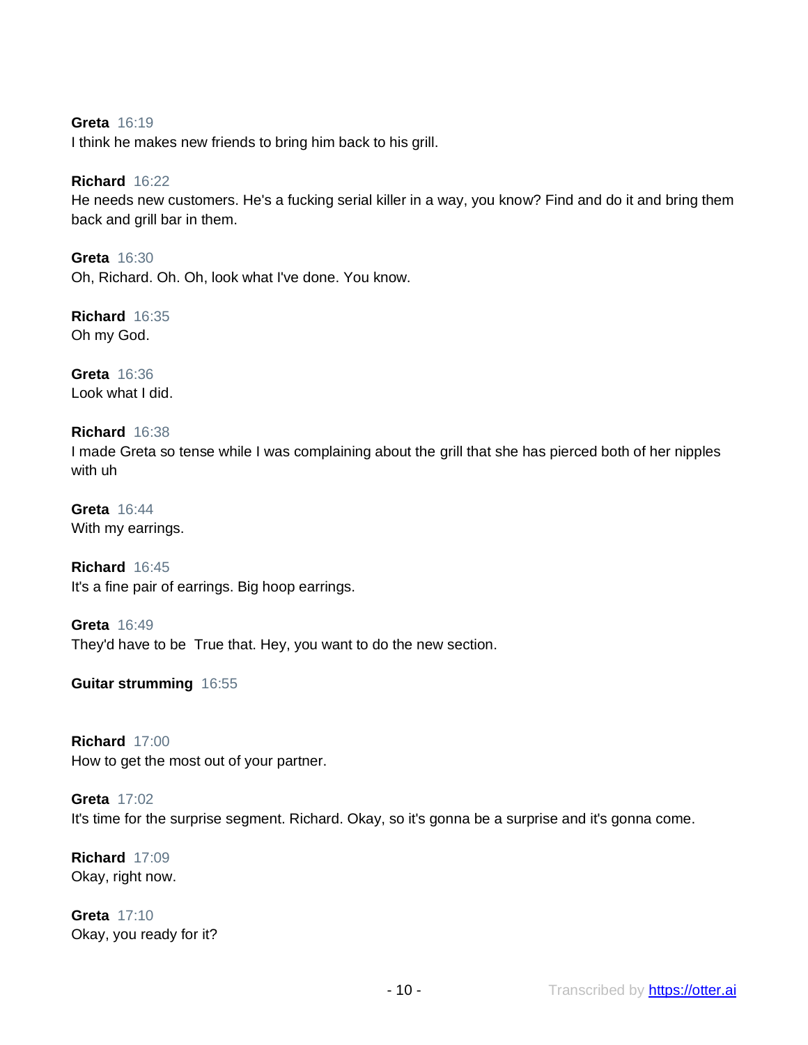**Greta** 16:19
I think he makes new friends to bring him back to his grill.

**Richard** 16:22
He needs new customers. He's a fucking serial killer in a way, you know? Find and do it and bring them back and grill bar in them.

**Greta** 16:30
Oh, Richard. Oh. Oh, look what I've done. You know.

**Richard** 16:35
Oh my God.

**Greta** 16:36
Look what I did.

**Richard** 16:38
I made Greta so tense while I was complaining about the grill that she has pierced both of her nipples with uh

**Greta** 16:44
With my earrings.

**Richard** 16:45
It's a fine pair of earrings. Big hoop earrings.

**Greta** 16:49
They'd have to be  True that. Hey, you want to do the new section.

**Guitar strumming** 16:55

**Richard** 17:00
How to get the most out of your partner.

**Greta** 17:02
It's time for the surprise segment. Richard. Okay, so it's gonna be a surprise and it's gonna come.

**Richard** 17:09
Okay, right now.

**Greta** 17:10
Okay, you ready for it?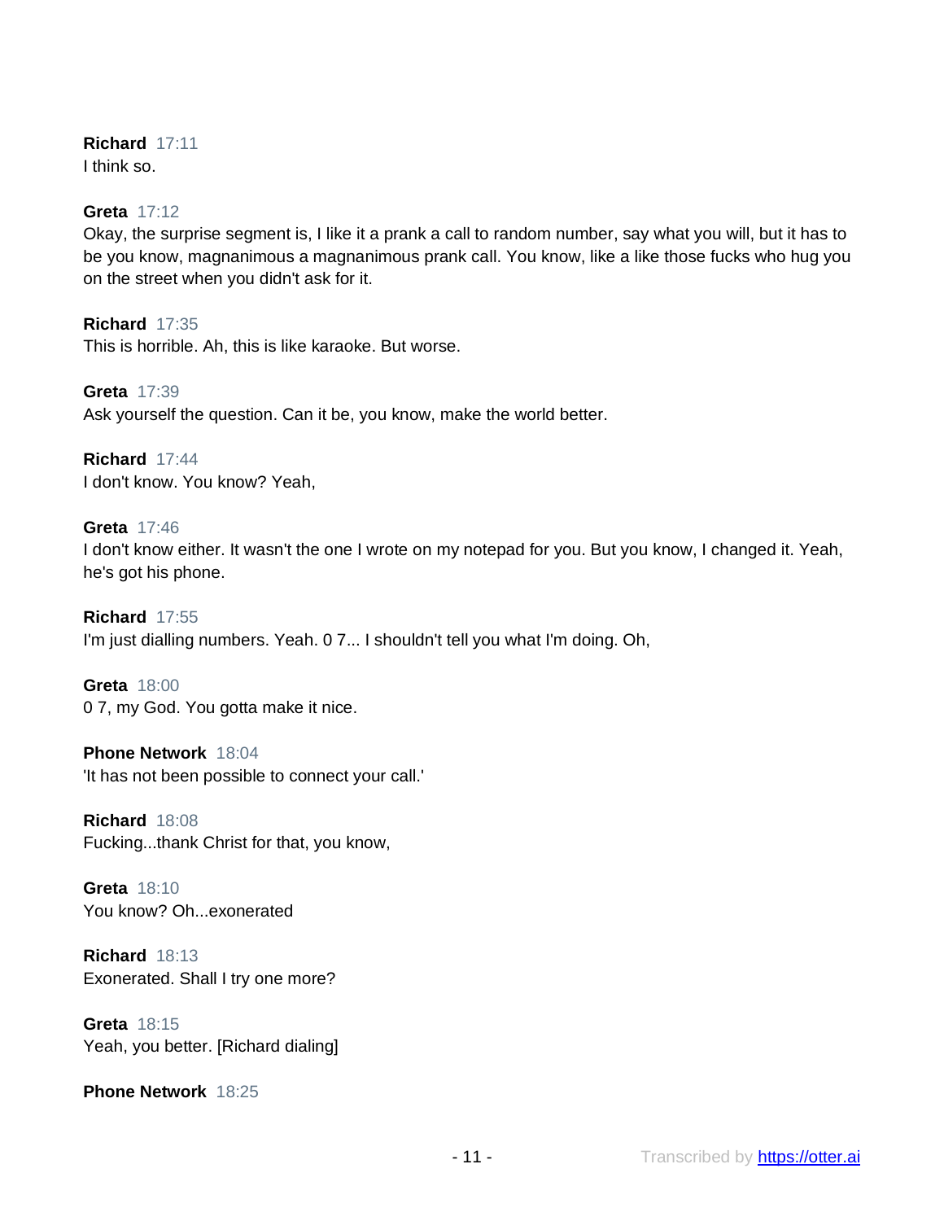**Richard** 17:11
I think so.

**Greta** 17:12
Okay, the surprise segment is, I like it a prank a call to random number, say what you will, but it has to be you know, magnanimous a magnanimous prank call. You know, like a like those fucks who hug you on the street when you didn't ask for it.

**Richard** 17:35
This is horrible. Ah, this is like karaoke. But worse.

**Greta** 17:39
Ask yourself the question. Can it be, you know, make the world better.

**Richard** 17:44
I don't know. You know? Yeah,

**Greta** 17:46
I don't know either. It wasn't the one I wrote on my notepad for you. But you know, I changed it. Yeah, he's got his phone.

**Richard** 17:55
I'm just dialling numbers. Yeah. 0 7... I shouldn't tell you what I'm doing. Oh,

**Greta** 18:00
0 7, my God. You gotta make it nice.

**Phone Network** 18:04
'It has not been possible to connect your call.'

**Richard** 18:08
Fucking...thank Christ for that, you know,

**Greta** 18:10
You know? Oh...exonerated

**Richard** 18:13
Exonerated. Shall I try one more?

**Greta** 18:15
Yeah, you better. [Richard dialing]

**Phone Network** 18:25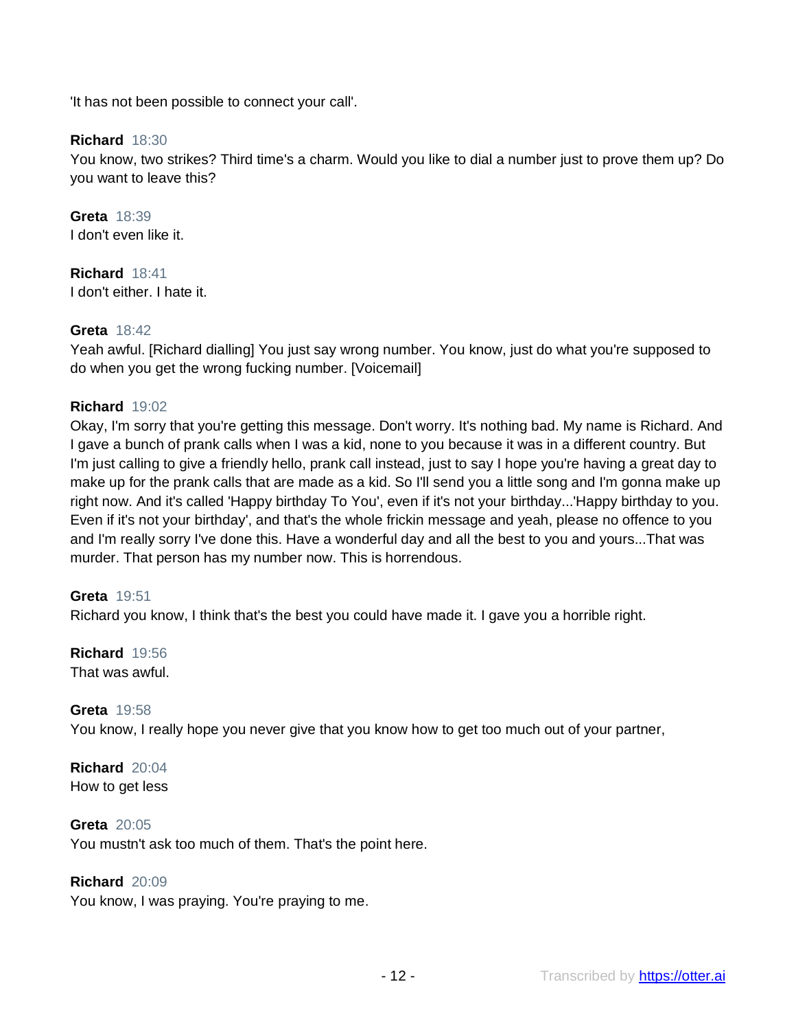'It has not been possible to connect your call'.

**Richard** 18:30
You know, two strikes? Third time's a charm. Would you like to dial a number just to prove them up? Do you want to leave this?

**Greta** 18:39
I don't even like it.

**Richard** 18:41
I don't either. I hate it.

**Greta** 18:42
Yeah awful. [Richard dialling] You just say wrong number. You know, just do what you're supposed to do when you get the wrong fucking number. [Voicemail]

**Richard** 19:02
Okay, I'm sorry that you're getting this message. Don't worry. It's nothing bad. My name is Richard. And I gave a bunch of prank calls when I was a kid, none to you because it was in a different country. But I'm just calling to give a friendly hello, prank call instead, just to say I hope you're having a great day to make up for the prank calls that are made as a kid. So I'll send you a little song and I'm gonna make up right now. And it's called 'Happy birthday To You', even if it's not your birthday...'Happy birthday to you. Even if it's not your birthday', and that's the whole frickin message and yeah, please no offence to you and I'm really sorry I've done this. Have a wonderful day and all the best to you and yours...That was murder. That person has my number now. This is horrendous.

**Greta** 19:51
Richard you know, I think that's the best you could have made it. I gave you a horrible right.

**Richard** 19:56
That was awful.

**Greta** 19:58
You know, I really hope you never give that you know how to get too much out of your partner,

**Richard** 20:04
How to get less

**Greta** 20:05
You mustn't ask too much of them. That's the point here.

**Richard** 20:09
You know, I was praying. You're praying to me.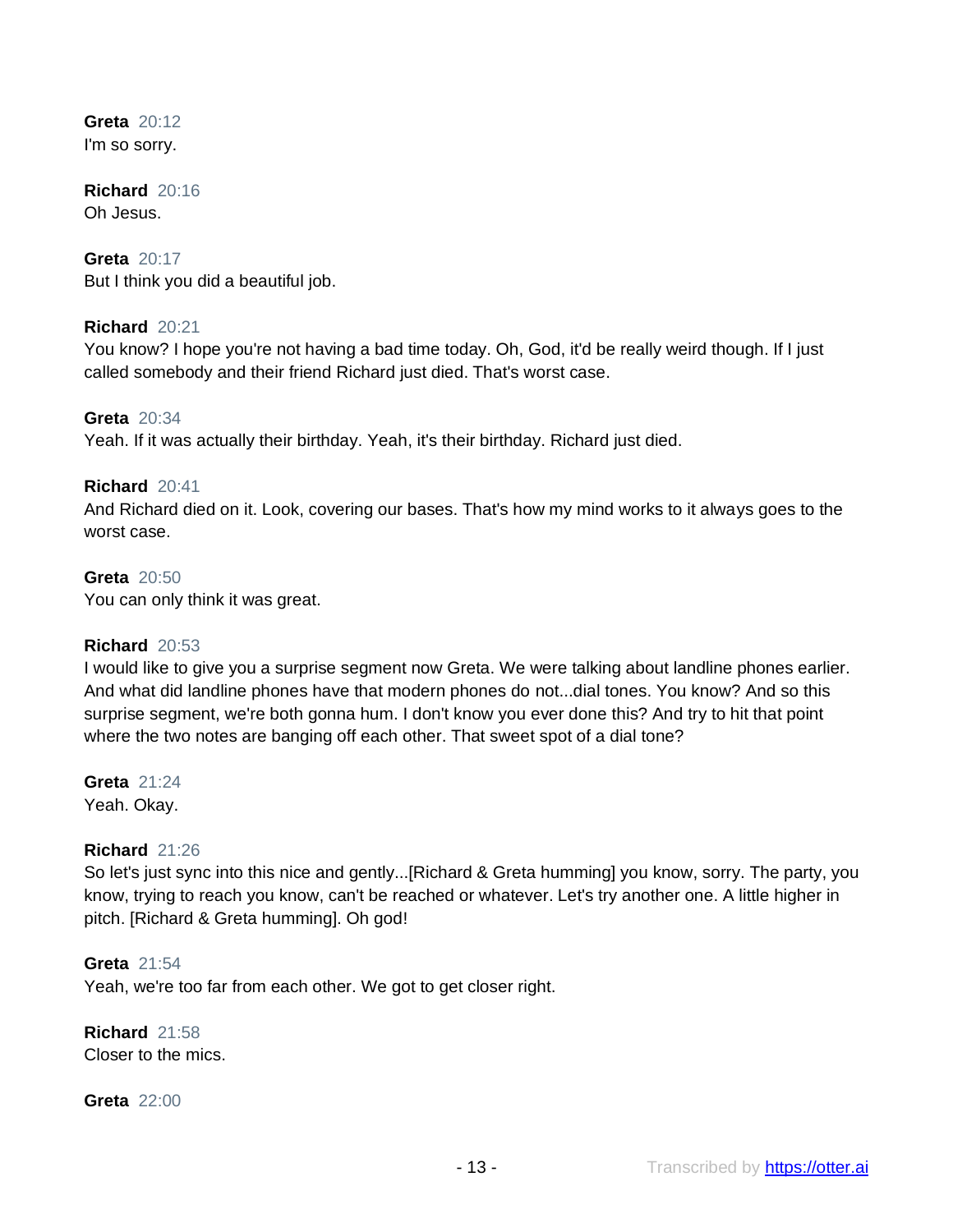**Greta** 20:12
I'm so sorry.

**Richard** 20:16
Oh Jesus.

**Greta** 20:17
But I think you did a beautiful job.

**Richard** 20:21
You know? I hope you're not having a bad time today. Oh, God, it'd be really weird though. If I just called somebody and their friend Richard just died. That's worst case.

**Greta** 20:34
Yeah. If it was actually their birthday. Yeah, it's their birthday. Richard just died.

**Richard** 20:41
And Richard died on it. Look, covering our bases. That's how my mind works to it always goes to the worst case.

**Greta** 20:50
You can only think it was great.

**Richard** 20:53
I would like to give you a surprise segment now Greta. We were talking about landline phones earlier. And what did landline phones have that modern phones do not...dial tones. You know? And so this surprise segment, we're both gonna hum. I don't know you ever done this? And try to hit that point where the two notes are banging off each other. That sweet spot of a dial tone?

**Greta** 21:24
Yeah. Okay.

**Richard** 21:26
So let's just sync into this nice and gently...[Richard & Greta humming] you know, sorry. The party, you know, trying to reach you know, can't be reached or whatever. Let's try another one. A little higher in pitch. [Richard & Greta humming]. Oh god!

**Greta** 21:54
Yeah, we're too far from each other. We got to get closer right.

**Richard** 21:58
Closer to the mics.

**Greta** 22:00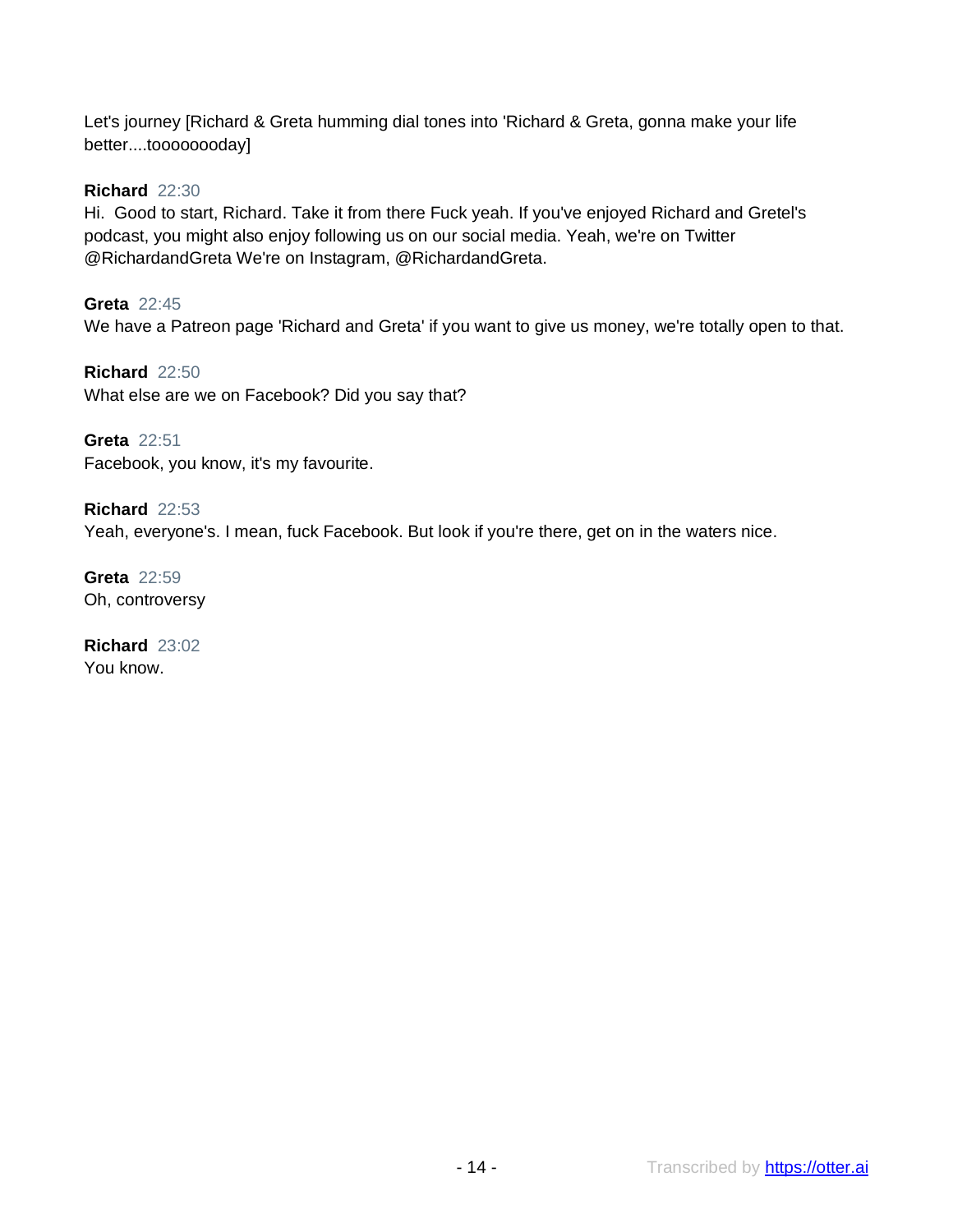Let's journey [Richard & Greta humming dial tones into 'Richard & Greta, gonna make your life better....toooooooday]

**Richard** 22:30
Hi.  Good to start, Richard. Take it from there Fuck yeah. If you've enjoyed Richard and Gretel's podcast, you might also enjoy following us on our social media. Yeah, we're on Twitter @RichardandGreta We're on Instagram, @RichardandGreta.

**Greta** 22:45
We have a Patreon page 'Richard and Greta' if you want to give us money, we're totally open to that.

**Richard** 22:50
What else are we on Facebook? Did you say that?

**Greta** 22:51
Facebook, you know, it's my favourite.

**Richard** 22:53
Yeah, everyone's. I mean, fuck Facebook. But look if you're there, get on in the waters nice.

**Greta** 22:59
Oh, controversy

**Richard** 23:02
You know.